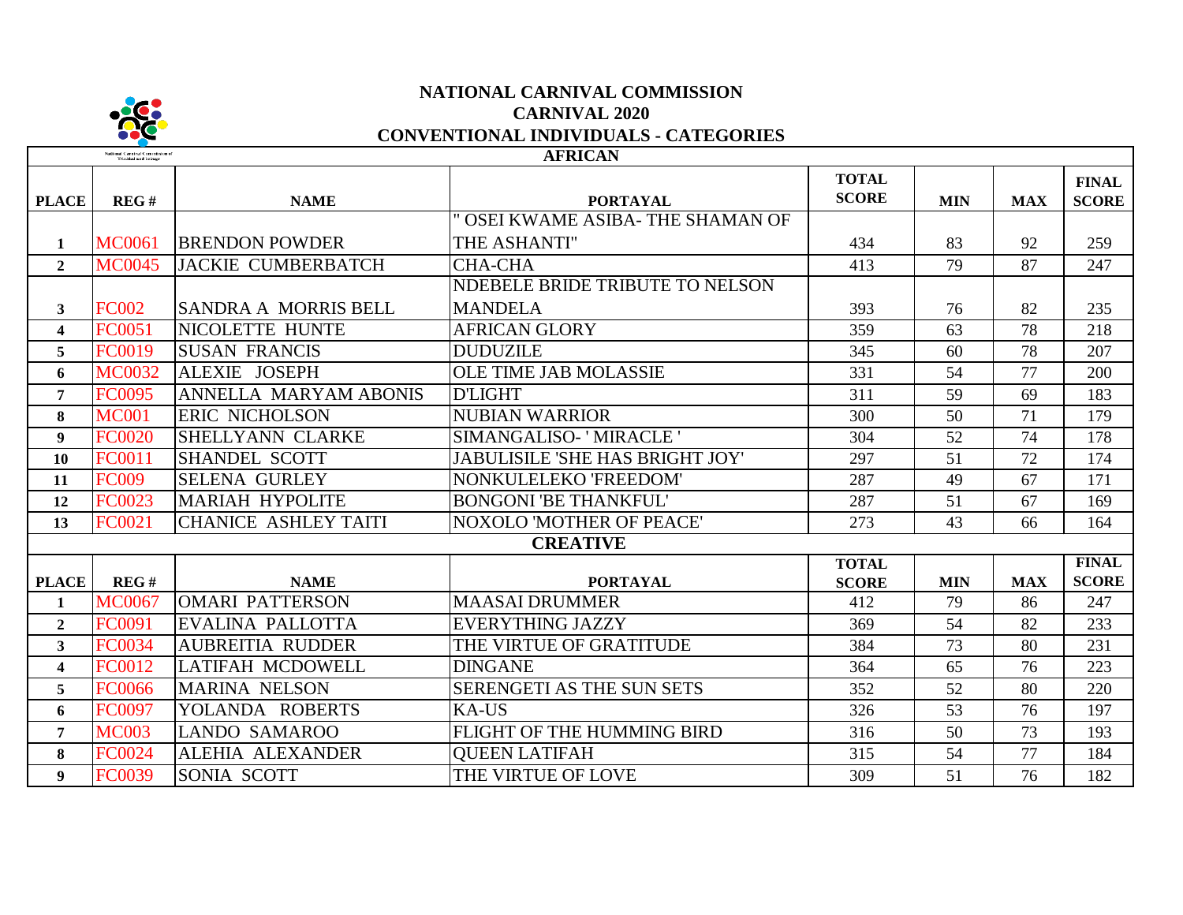# NATIONAL CARNIVAL COMMISSION

## CARNIVAL 2020

## CONVENTIONAL INDIVIDUALS - CATEGORIES

### AFRICAN

| PLACE | REG # | NAME | PORTAYAL | TOTAL SCORE | MIN | MAX | FINAL SCORE |
|---|---|---|---|---|---|---|---|
| 1 | MC0061 | BRENDON POWDER | " OSEI KWAME ASIBA- THE SHAMAN OF THE ASHANTI" | 434 | 83 | 92 | 259 |
| 2 | MC0045 | JACKIE CUMBERBATCH | CHA-CHA | 413 | 79 | 87 | 247 |
| 3 | FC002 | SANDRA A MORRIS BELL | NDEBELE BRIDE TRIBUTE TO NELSON MANDELA | 393 | 76 | 82 | 235 |
| 4 | FC0051 | NICOLETTE HUNTE | AFRICAN GLORY | 359 | 63 | 78 | 218 |
| 5 | FC0019 | SUSAN FRANCIS | DUDUZILE | 345 | 60 | 78 | 207 |
| 6 | MC0032 | ALEXIE JOSEPH | OLE TIME JAB MOLASSIE | 331 | 54 | 77 | 200 |
| 7 | FC0095 | ANNELLA MARYAM ABONIS | D'LIGHT | 311 | 59 | 69 | 183 |
| 8 | MC001 | ERIC NICHOLSON | NUBIAN WARRIOR | 300 | 50 | 71 | 179 |
| 9 | FC0020 | SHELLYANN CLARKE | SIMANGALISO- ' MIRACLE ' | 304 | 52 | 74 | 178 |
| 10 | FC0011 | SHANDEL SCOTT | JABULISILE 'SHE HAS BRIGHT JOY' | 297 | 51 | 72 | 174 |
| 11 | FC009 | SELENA GURLEY | NONKULELEKO 'FREEDOM' | 287 | 49 | 67 | 171 |
| 12 | FC0023 | MARIAH HYPOLITE | BONGONI 'BE THANKFUL' | 287 | 51 | 67 | 169 |
| 13 | FC0021 | CHANICE ASHLEY TAITI | NOXOLO 'MOTHER OF PEACE' | 273 | 43 | 66 | 164 |

### CREATIVE

| PLACE | REG # | NAME | PORTAYAL | TOTAL SCORE | MIN | MAX | FINAL SCORE |
|---|---|---|---|---|---|---|---|
| 1 | MC0067 | OMARI PATTERSON | MAASAI DRUMMER | 412 | 79 | 86 | 247 |
| 2 | FC0091 | EVALINA PALLOTTA | EVERYTHING JAZZY | 369 | 54 | 82 | 233 |
| 3 | FC0034 | AUBREITIA RUDDER | THE VIRTUE OF GRATITUDE | 384 | 73 | 80 | 231 |
| 4 | FC0012 | LATIFAH MCDOWELL | DINGANE | 364 | 65 | 76 | 223 |
| 5 | FC0066 | MARINA NELSON | SERENGETI AS THE SUN SETS | 352 | 52 | 80 | 220 |
| 6 | FC0097 | YOLANDA ROBERTS | KA-US | 326 | 53 | 76 | 197 |
| 7 | MC003 | LANDO SAMAROO | FLIGHT OF THE HUMMING BIRD | 316 | 50 | 73 | 193 |
| 8 | FC0024 | ALEHIA ALEXANDER | QUEEN LATIFAH | 315 | 54 | 77 | 184 |
| 9 | FC0039 | SONIA SCOTT | THE VIRTUE OF LOVE | 309 | 51 | 76 | 182 |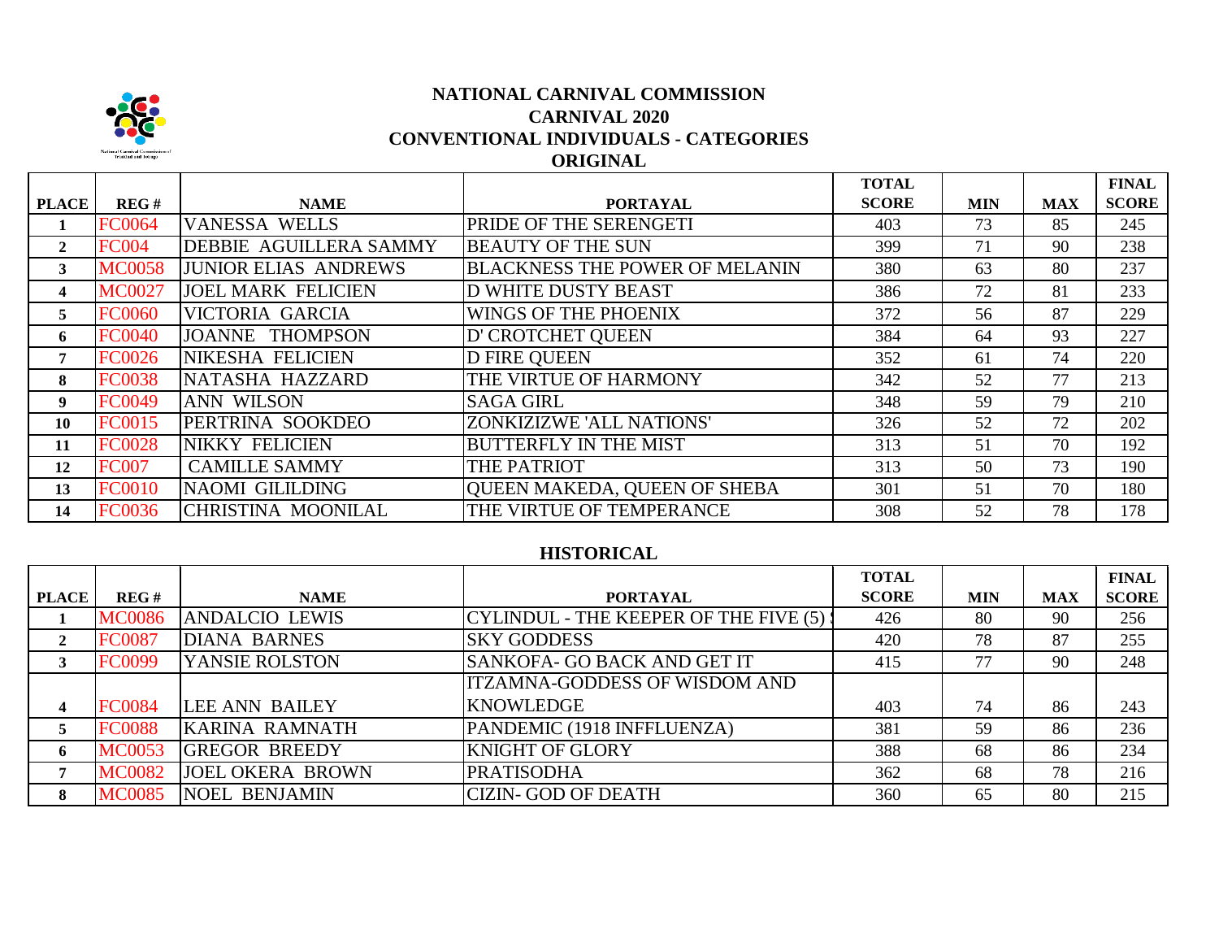# NATIONAL CARNIVAL COMMISSION
## CARNIVAL 2020
## CONVENTIONAL INDIVIDUALS - CATEGORIES

### ORIGINAL

| PLACE | REG # | NAME | PORTAYAL | TOTAL SCORE | MIN | MAX | FINAL SCORE |
|---|---|---|---|---|---|---|---|
| 1 | FC0064 | VANESSA WELLS | PRIDE OF THE SERENGETI | 403 | 73 | 85 | 245 |
| 2 | FC004 | DEBBIE AGUILLERA SAMMY | BEAUTY OF THE SUN | 399 | 71 | 90 | 238 |
| 3 | MC0058 | JUNIOR ELIAS ANDREWS | BLACKNESS THE POWER OF MELANIN | 380 | 63 | 80 | 237 |
| 4 | MC0027 | JOEL MARK FELICIEN | D WHITE DUSTY BEAST | 386 | 72 | 81 | 233 |
| 5 | FC0060 | VICTORIA GARCIA | WINGS OF THE PHOENIX | 372 | 56 | 87 | 229 |
| 6 | FC0040 | JOANNE THOMPSON | D' CROTCHET QUEEN | 384 | 64 | 93 | 227 |
| 7 | FC0026 | NIKESHA FELICIEN | D FIRE QUEEN | 352 | 61 | 74 | 220 |
| 8 | FC0038 | NATASHA HAZZARD | THE VIRTUE OF HARMONY | 342 | 52 | 77 | 213 |
| 9 | FC0049 | ANN WILSON | SAGA GIRL | 348 | 59 | 79 | 210 |
| 10 | FC0015 | PERTRINA SOOKDEO | ZONKIZIZWE 'ALL NATIONS' | 326 | 52 | 72 | 202 |
| 11 | FC0028 | NIKKY FELICIEN | BUTTERFLY IN THE MIST | 313 | 51 | 70 | 192 |
| 12 | FC007 | CAMILLE SAMMY | THE PATRIOT | 313 | 50 | 73 | 190 |
| 13 | FC0010 | NAOMI GILILDING | QUEEN MAKEDA, QUEEN OF SHEBA | 301 | 51 | 70 | 180 |
| 14 | FC0036 | CHRISTINA MOONILAL | THE VIRTUE OF TEMPERANCE | 308 | 52 | 78 | 178 |

### HISTORICAL

| PLACE | REG # | NAME | PORTAYAL | TOTAL SCORE | MIN | MAX | FINAL SCORE |
|---|---|---|---|---|---|---|---|
| 1 | MC0086 | ANDALCIO LEWIS | CYLINDUL - THE KEEPER OF THE FIVE (5) S | 426 | 80 | 90 | 256 |
| 2 | FC0087 | DIANA BARNES | SKY GODDESS | 420 | 78 | 87 | 255 |
| 3 | FC0099 | YANSIE ROLSTON | SANKOFA- GO BACK AND GET IT | 415 | 77 | 90 | 248 |
| 4 | FC0084 | LEE ANN BAILEY | ITZAMNA-GODDESS OF WISDOM AND KNOWLEDGE | 403 | 74 | 86 | 243 |
| 5 | FC0088 | KARINA RAMNATH | PANDEMIC (1918 INFFLUENZA) | 381 | 59 | 86 | 236 |
| 6 | MC0053 | GREGOR BREEDY | KNIGHT OF GLORY | 388 | 68 | 86 | 234 |
| 7 | MC0082 | JOEL OKERA BROWN | PRATISODHA | 362 | 68 | 78 | 216 |
| 8 | MC0085 | NOEL BENJAMIN | CIZIN- GOD OF DEATH | 360 | 65 | 80 | 215 |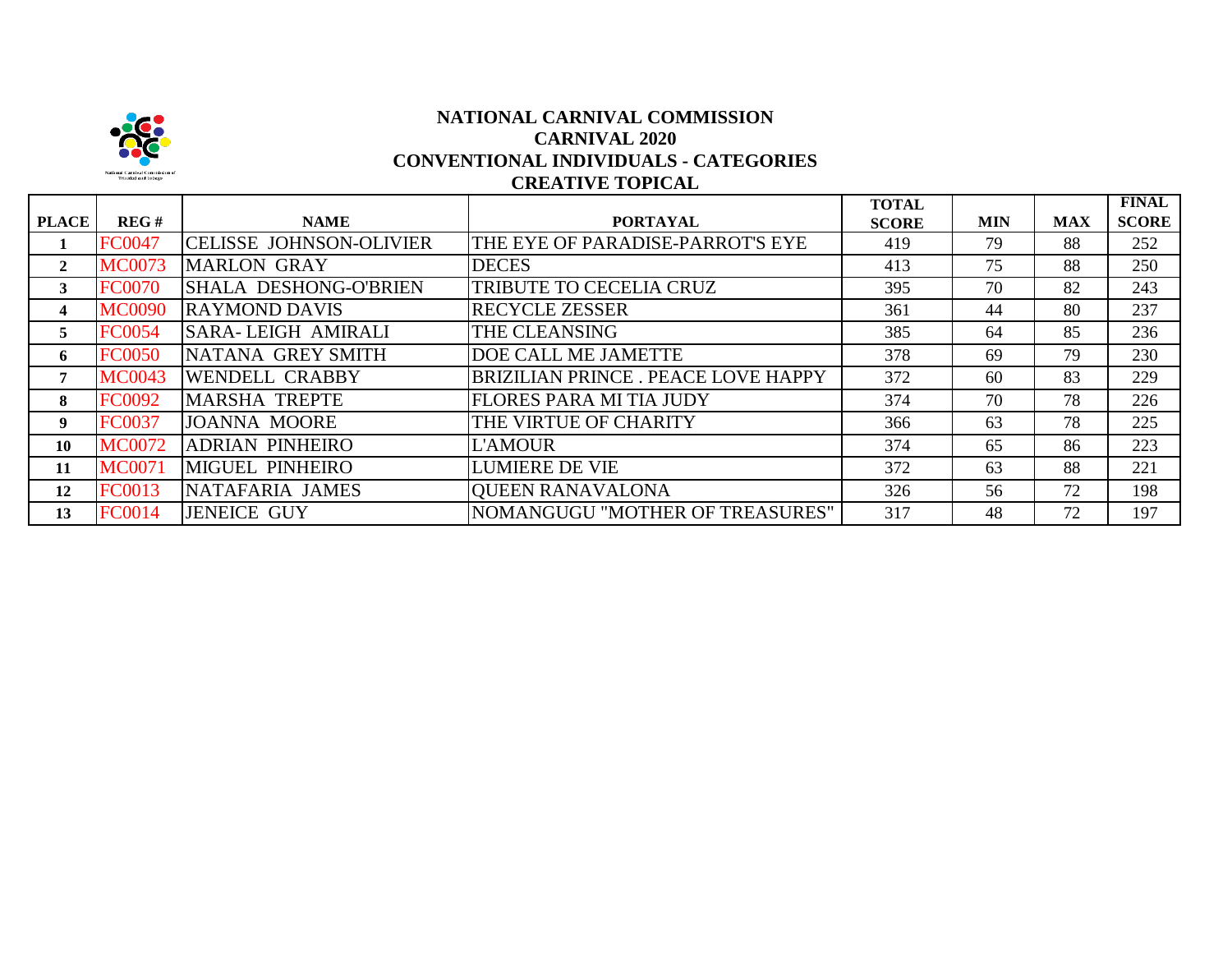# NATIONAL CARNIVAL COMMISSION
## CARNIVAL 2020
## CONVENTIONAL INDIVIDUALS - CATEGORIES
## CREATIVE TOPICAL

| PLACE | REG # | NAME | PORTAYAL | TOTAL SCORE | MIN | MAX | FINAL SCORE |
|---|---|---|---|---|---|---|---|
| 1 | FC0047 | CELISSE JOHNSON-OLIVIER | THE EYE OF PARADISE-PARROT'S EYE | 419 | 79 | 88 | 252 |
| 2 | MC0073 | MARLON GRAY | DECES | 413 | 75 | 88 | 250 |
| 3 | FC0070 | SHALA DESHONG-O'BRIEN | TRIBUTE TO CECELIA CRUZ | 395 | 70 | 82 | 243 |
| 4 | MC0090 | RAYMOND DAVIS | RECYCLE ZESSER | 361 | 44 | 80 | 237 |
| 5 | FC0054 | SARA- LEIGH AMIRALI | THE CLEANSING | 385 | 64 | 85 | 236 |
| 6 | FC0050 | NATANA GREY SMITH | DOE CALL ME JAMETTE | 378 | 69 | 79 | 230 |
| 7 | MC0043 | WENDELL CRABBY | BRIZILIAN PRINCE . PEACE LOVE HAPPY | 372 | 60 | 83 | 229 |
| 8 | FC0092 | MARSHA TREPTE | FLORES PARA MI TIA JUDY | 374 | 70 | 78 | 226 |
| 9 | FC0037 | JOANNA MOORE | THE VIRTUE OF CHARITY | 366 | 63 | 78 | 225 |
| 10 | MC0072 | ADRIAN PINHEIRO | L'AMOUR | 374 | 65 | 86 | 223 |
| 11 | MC0071 | MIGUEL PINHEIRO | LUMIERE DE VIE | 372 | 63 | 88 | 221 |
| 12 | FC0013 | NATAFARIA JAMES | QUEEN RANAVALONA | 326 | 56 | 72 | 198 |
| 13 | FC0014 | JENEICE GUY | NOMANGUGU "MOTHER OF TREASURES" | 317 | 48 | 72 | 197 |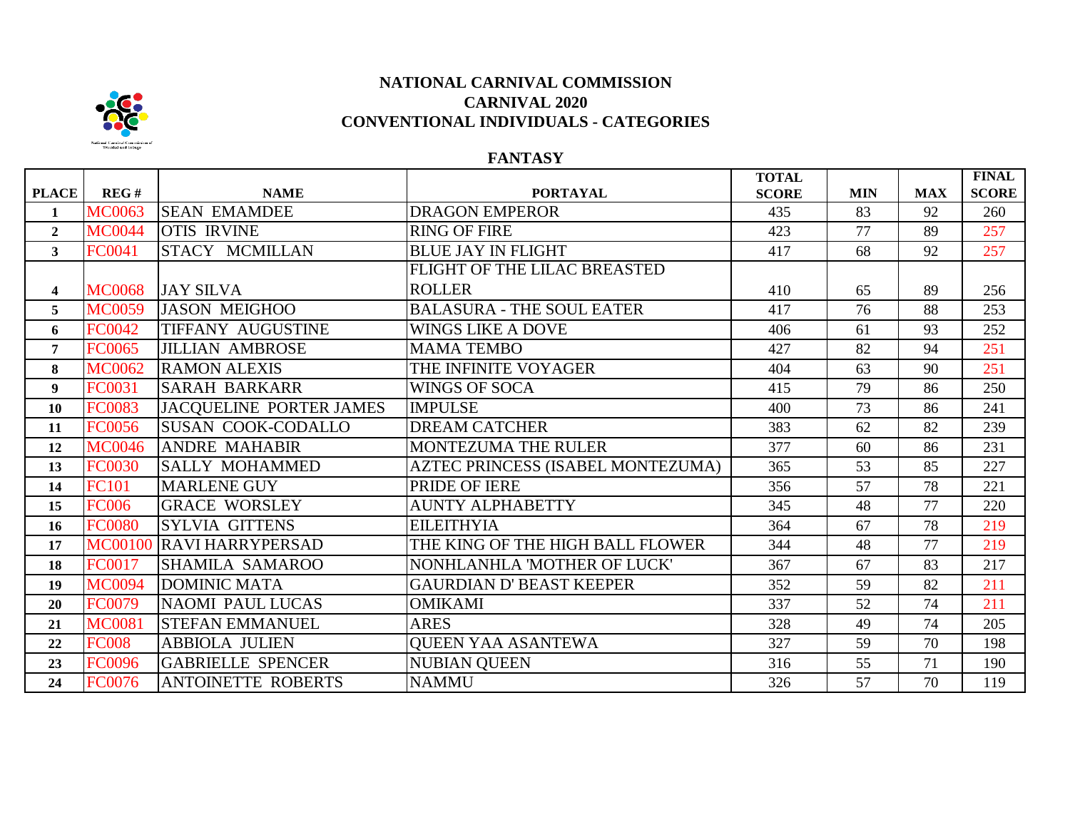# NATIONAL CARNIVAL COMMISSION
## CARNIVAL 2020
## CONVENTIONAL INDIVIDUALS - CATEGORIES

### FANTASY

| PLACE | REG # | NAME | PORTAYAL | TOTAL SCORE | MIN | MAX | FINAL SCORE |
|---|---|---|---|---|---|---|---|
| 1 | MC0063 | SEAN EMAMDEE | DRAGON EMPEROR | 435 | 83 | 92 | 260 |
| 2 | MC0044 | OTIS IRVINE | RING OF FIRE | 423 | 77 | 89 | 257 |
| 3 | FC0041 | STACY MCMILLAN | BLUE JAY IN FLIGHT | 417 | 68 | 92 | 257 |
| 4 | MC0068 | JAY SILVA | FLIGHT OF THE LILAC BREASTED ROLLER | 410 | 65 | 89 | 256 |
| 5 | MC0059 | JASON MEIGHOO | BALASURA - THE SOUL EATER | 417 | 76 | 88 | 253 |
| 6 | FC0042 | TIFFANY AUGUSTINE | WINGS LIKE A DOVE | 406 | 61 | 93 | 252 |
| 7 | FC0065 | JILLIAN AMBROSE | MAMA TEMBO | 427 | 82 | 94 | 251 |
| 8 | MC0062 | RAMON ALEXIS | THE INFINITE VOYAGER | 404 | 63 | 90 | 251 |
| 9 | FC0031 | SARAH BARKARR | WINGS OF SOCA | 415 | 79 | 86 | 250 |
| 10 | FC0083 | JACQUELINE PORTER JAMES | IMPULSE | 400 | 73 | 86 | 241 |
| 11 | FC0056 | SUSAN COOK-CODALLO | DREAM CATCHER | 383 | 62 | 82 | 239 |
| 12 | MC0046 | ANDRE MAHABIR | MONTEZUMA THE RULER | 377 | 60 | 86 | 231 |
| 13 | FC0030 | SALLY MOHAMMED | AZTEC PRINCESS (ISABEL MONTEZUMA) | 365 | 53 | 85 | 227 |
| 14 | FC101 | MARLENE GUY | PRIDE OF IERE | 356 | 57 | 78 | 221 |
| 15 | FC006 | GRACE WORSLEY | AUNTY ALPHABETTY | 345 | 48 | 77 | 220 |
| 16 | FC0080 | SYLVIA GITTENS | EILEITHYIA | 364 | 67 | 78 | 219 |
| 17 | MC00100 | RAVI HARRYPERSAD | THE KING OF THE HIGH BALL FLOWER | 344 | 48 | 77 | 219 |
| 18 | FC0017 | SHAMILA SAMAROO | NONHLANHLA 'MOTHER OF LUCK' | 367 | 67 | 83 | 217 |
| 19 | MC0094 | DOMINIC MATA | GAURDIAN D' BEAST KEEPER | 352 | 59 | 82 | 211 |
| 20 | FC0079 | NAOMI PAUL LUCAS | OMIKAMI | 337 | 52 | 74 | 211 |
| 21 | MC0081 | STEFAN EMMANUEL | ARES | 328 | 49 | 74 | 205 |
| 22 | FC008 | ABBIOLA JULIEN | QUEEN YAA ASANTEWA | 327 | 59 | 70 | 198 |
| 23 | FC0096 | GABRIELLE SPENCER | NUBIAN QUEEN | 316 | 55 | 71 | 190 |
| 24 | FC0076 | ANTOINETTE ROBERTS | NAMMU | 326 | 57 | 70 | 119 |